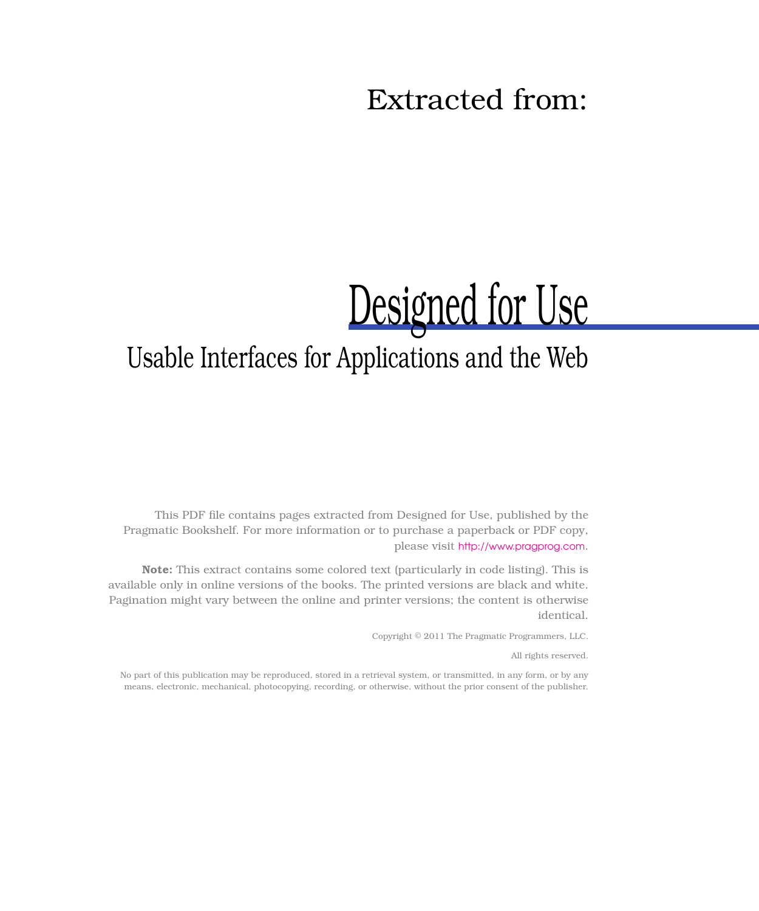Extracted from:

# Designed for Use

## Usable Interfaces for Applications and the Web

This PDF file contains pages extracted from Designed for Use, published by the Pragmatic Bookshelf. For more information or to purchase a paperback or PDF copy, please visit http://www.pragprog.com.

**Note:** This extract contains some colored text (particularly in code listing). This is available only in online versions of the books. The printed versions are black and white. Pagination might vary between the online and printer versions; the content is otherwise identical.

Copyright © 2011 The Pragmatic Programmers, LLC.

All rights reserved.

No part of this publication may be reproduced, stored in a retrieval system, or transmitted, in any form, or by any means, electronic, mechanical, photocopying, recording, or otherwise, without the prior consent of the publisher.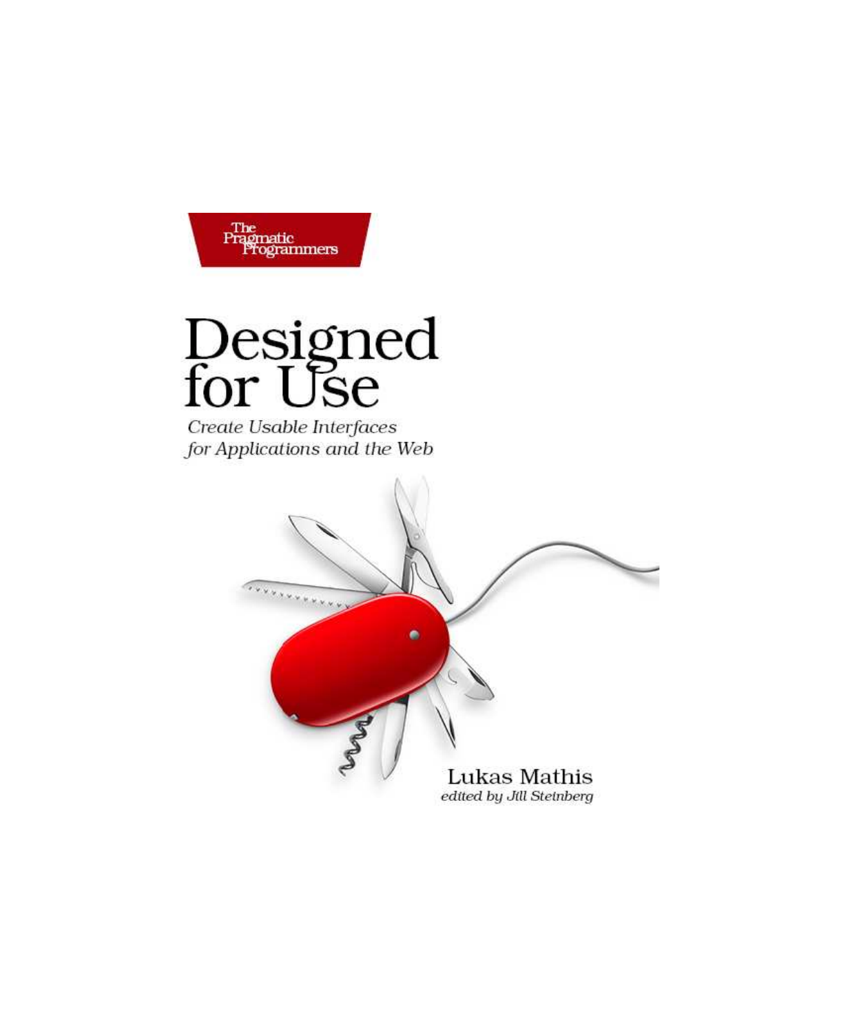The Pragmatic Programmers

# Designed for Use

*Create Usable Interfaces for Applications and the Web*

Lukas Mathis

*edited by Jill Steinberg*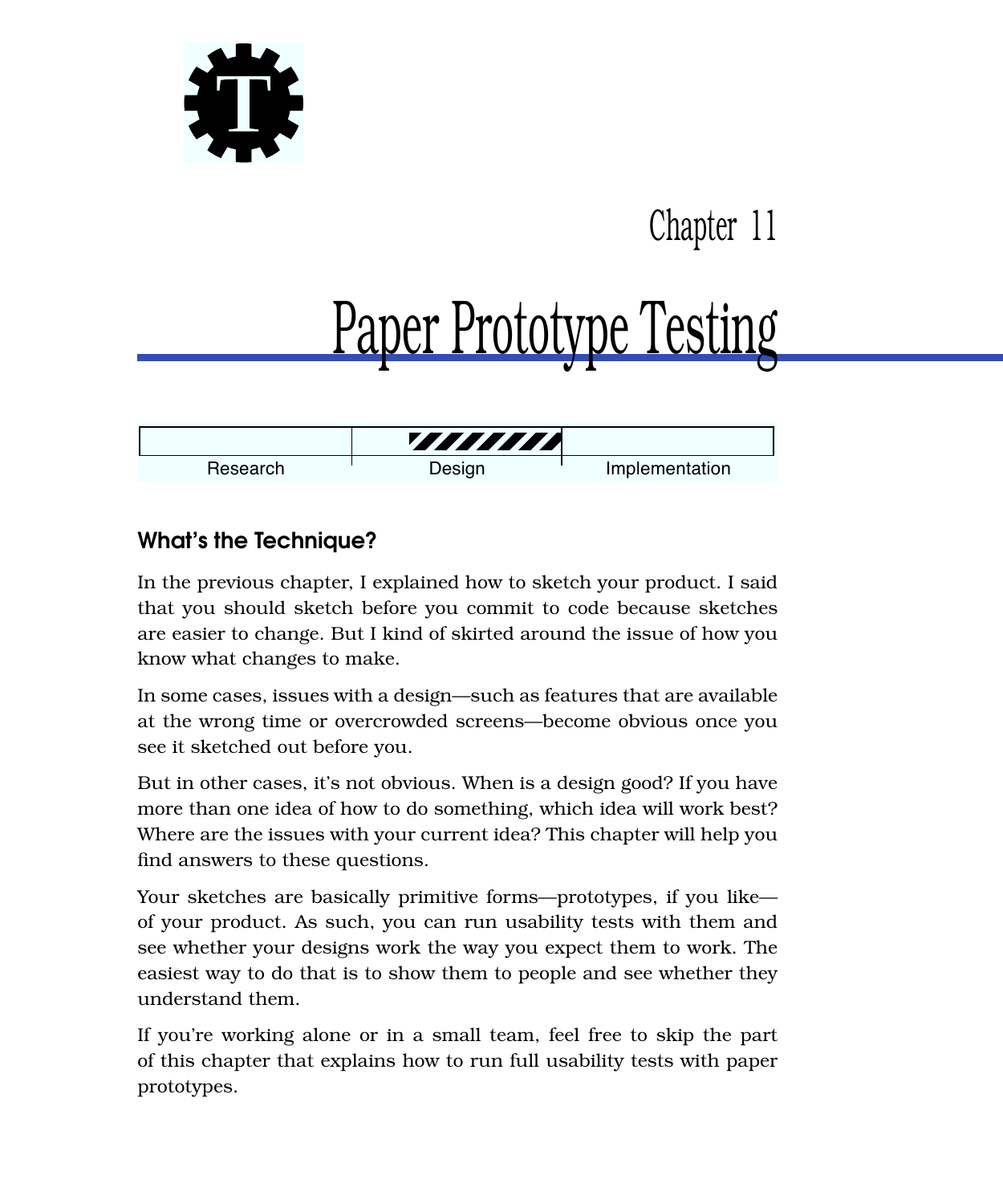Chapter 11

# Paper Prototype Testing

Research | Design | Implementation

## What's the Technique?

In the previous chapter, I explained how to sketch your product. I said that you should sketch before you commit to code because sketches are easier to change. But I kind of skirted around the issue of how you know what changes to make.

In some cases, issues with a design—such as features that are available at the wrong time or overcrowded screens—become obvious once you see it sketched out before you.

But in other cases, it's not obvious. When is a design good? If you have more than one idea of how to do something, which idea will work best? Where are the issues with your current idea? This chapter will help you find answers to these questions.

Your sketches are basically primitive forms—prototypes, if you like—of your product. As such, you can run usability tests with them and see whether your designs work the way you expect them to work. The easiest way to do that is to show them to people and see whether they understand them.

If you're working alone or in a small team, feel free to skip the part of this chapter that explains how to run full usability tests with paper prototypes.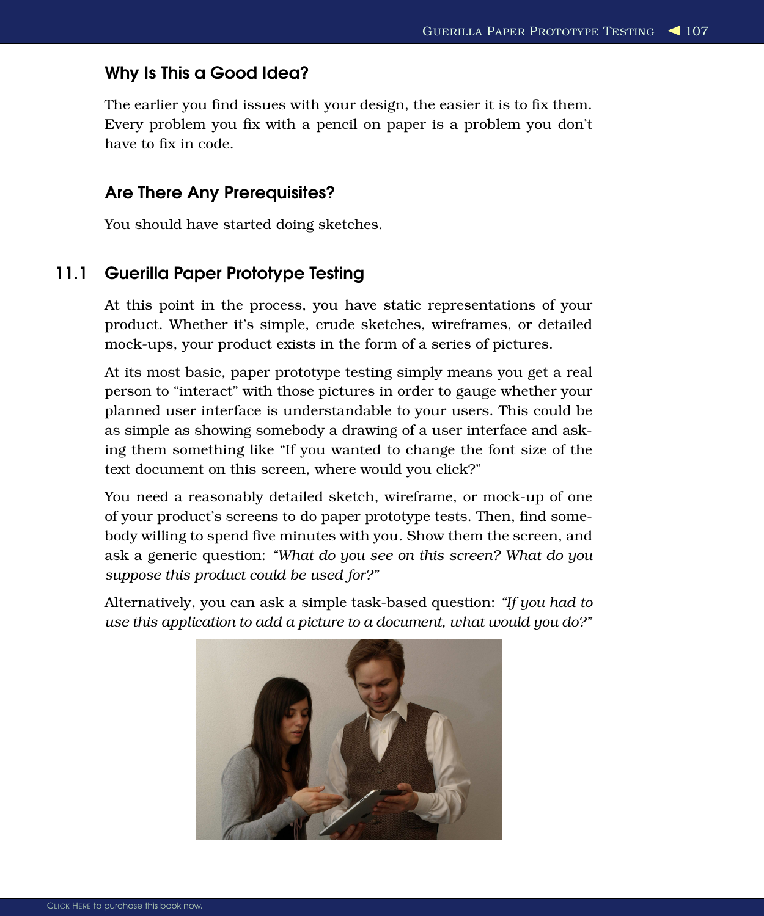### Why Is This a Good Idea?

The earlier you find issues with your design, the easier it is to fix them. Every problem you fix with a pencil on paper is a problem you don't have to fix in code.

### Are There Any Prerequisites?

You should have started doing sketches.

## 11.1 Guerilla Paper Prototype Testing

At this point in the process, you have static representations of your product. Whether it's simple, crude sketches, wireframes, or detailed mock-ups, your product exists in the form of a series of pictures.

At its most basic, paper prototype testing simply means you get a real person to "interact" with those pictures in order to gauge whether your planned user interface is understandable to your users. This could be as simple as showing somebody a drawing of a user interface and asking them something like "If you wanted to change the font size of the text document on this screen, where would you click?"

You need a reasonably detailed sketch, wireframe, or mock-up of one of your product's screens to do paper prototype tests. Then, find somebody willing to spend five minutes with you. Show them the screen, and ask a generic question: *"What do you see on this screen? What do you suppose this product could be used for?"*

Alternatively, you can ask a simple task-based question: *"If you had to use this application to add a picture to a document, what would you do?"*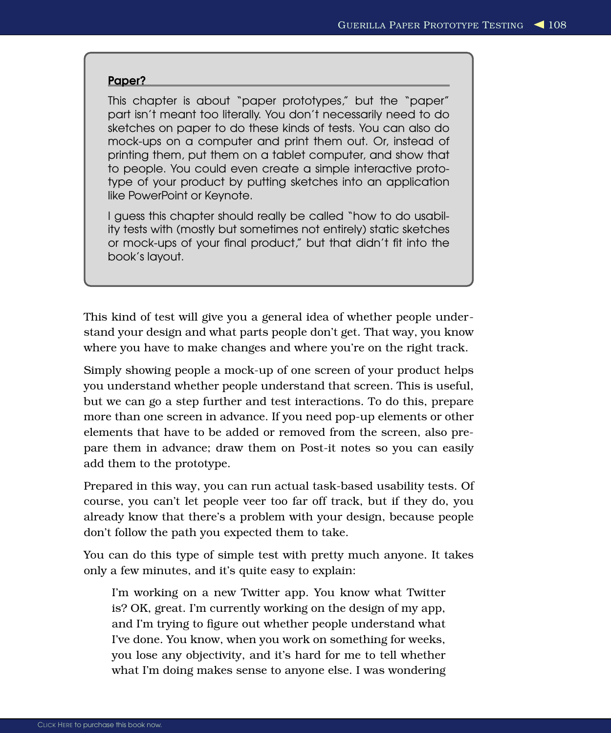### Paper?

This chapter is about "paper prototypes," but the "paper" part isn't meant too literally. You don't necessarily need to do sketches on paper to do these kinds of tests. You can also do mock-ups on a computer and print them out. Or, instead of printing them, put them on a tablet computer, and show that to people. You could even create a simple interactive prototype of your product by putting sketches into an application like PowerPoint or Keynote.

I guess this chapter should really be called "how to do usability tests with (mostly but sometimes not entirely) static sketches or mock-ups of your final product," but that didn't fit into the book's layout.

This kind of test will give you a general idea of whether people understand your design and what parts people don't get. That way, you know where you have to make changes and where you're on the right track.

Simply showing people a mock-up of one screen of your product helps you understand whether people understand that screen. This is useful, but we can go a step further and test interactions. To do this, prepare more than one screen in advance. If you need pop-up elements or other elements that have to be added or removed from the screen, also prepare them in advance; draw them on Post-it notes so you can easily add them to the prototype.

Prepared in this way, you can run actual task-based usability tests. Of course, you can't let people veer too far off track, but if they do, you already know that there's a problem with your design, because people don't follow the path you expected them to take.

You can do this type of simple test with pretty much anyone. It takes only a few minutes, and it's quite easy to explain:

> I'm working on a new Twitter app. You know what Twitter is? OK, great. I'm currently working on the design of my app, and I'm trying to figure out whether people understand what I've done. You know, when you work on something for weeks, you lose any objectivity, and it's hard for me to tell whether what I'm doing makes sense to anyone else. I was wondering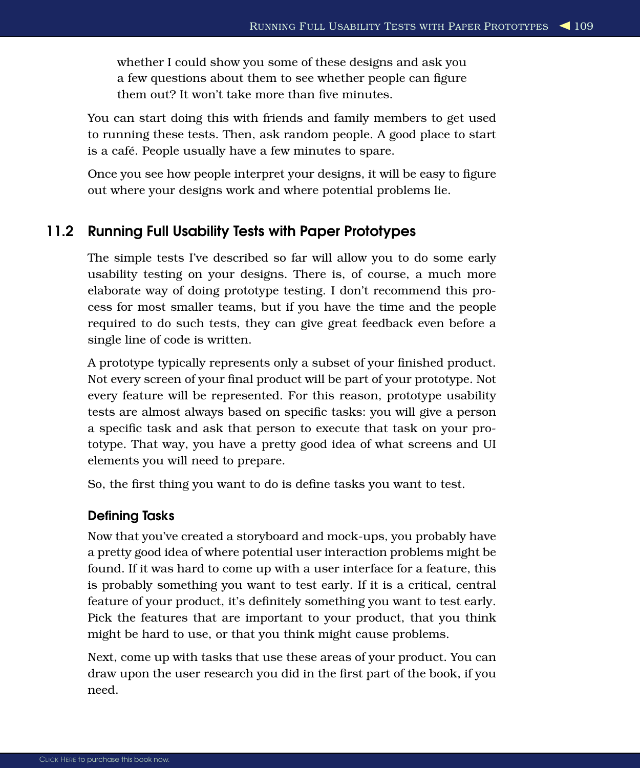whether I could show you some of these designs and ask you a few questions about them to see whether people can figure them out? It won't take more than five minutes.

You can start doing this with friends and family members to get used to running these tests. Then, ask random people. A good place to start is a café. People usually have a few minutes to spare.

Once you see how people interpret your designs, it will be easy to figure out where your designs work and where potential problems lie.

## 11.2 Running Full Usability Tests with Paper Prototypes

The simple tests I've described so far will allow you to do some early usability testing on your designs. There is, of course, a much more elaborate way of doing prototype testing. I don't recommend this process for most smaller teams, but if you have the time and the people required to do such tests, they can give great feedback even before a single line of code is written.

A prototype typically represents only a subset of your finished product. Not every screen of your final product will be part of your prototype. Not every feature will be represented. For this reason, prototype usability tests are almost always based on specific tasks: you will give a person a specific task and ask that person to execute that task on your prototype. That way, you have a pretty good idea of what screens and UI elements you will need to prepare.

So, the first thing you want to do is define tasks you want to test.

### Defining Tasks

Now that you've created a storyboard and mock-ups, you probably have a pretty good idea of where potential user interaction problems might be found. If it was hard to come up with a user interface for a feature, this is probably something you want to test early. If it is a critical, central feature of your product, it's definitely something you want to test early. Pick the features that are important to your product, that you think might be hard to use, or that you think might cause problems.

Next, come up with tasks that use these areas of your product. You can draw upon the user research you did in the first part of the book, if you need.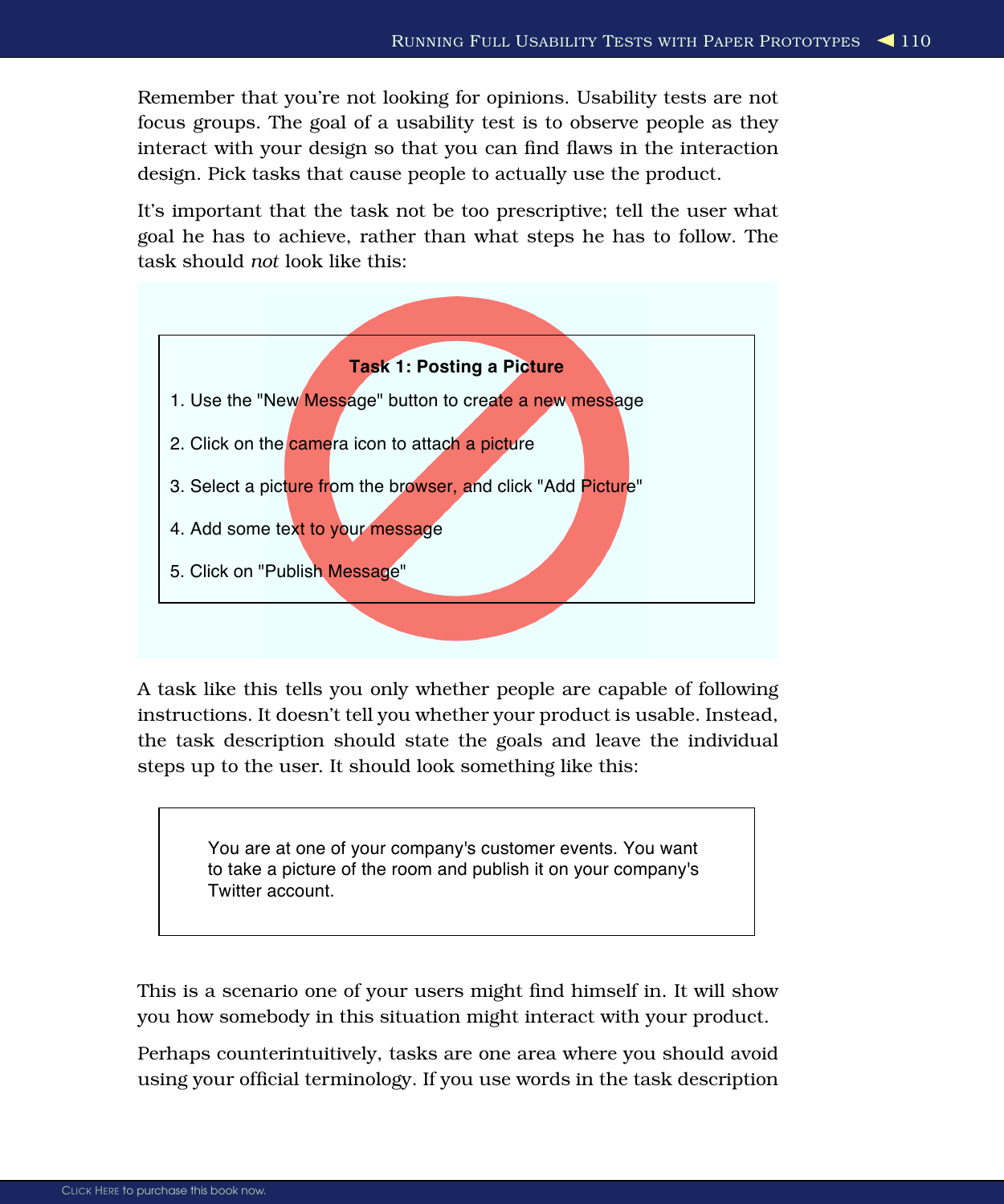Remember that you're not looking for opinions. Usability tests are not focus groups. The goal of a usability test is to observe people as they interact with your design so that you can find flaws in the interaction design. Pick tasks that cause people to actually use the product.

It's important that the task not be too prescriptive; tell the user what goal he has to achieve, rather than what steps he has to follow. The task should *not* look like this:

**Task 1: Posting a Picture**

1. Use the "New Message" button to create a new message
2. Click on the camera icon to attach a picture
3. Select a picture from the browser, and click "Add Picture"
4. Add some text to your message
5. Click on "Publish Message"

A task like this tells you only whether people are capable of following instructions. It doesn't tell you whether your product is usable. Instead, the task description should state the goals and leave the individual steps up to the user. It should look something like this:

> You are at one of your company's customer events. You want to take a picture of the room and publish it on your company's Twitter account.

This is a scenario one of your users might find himself in. It will show you how somebody in this situation might interact with your product.

Perhaps counterintuitively, tasks are one area where you should avoid using your official terminology. If you use words in the task description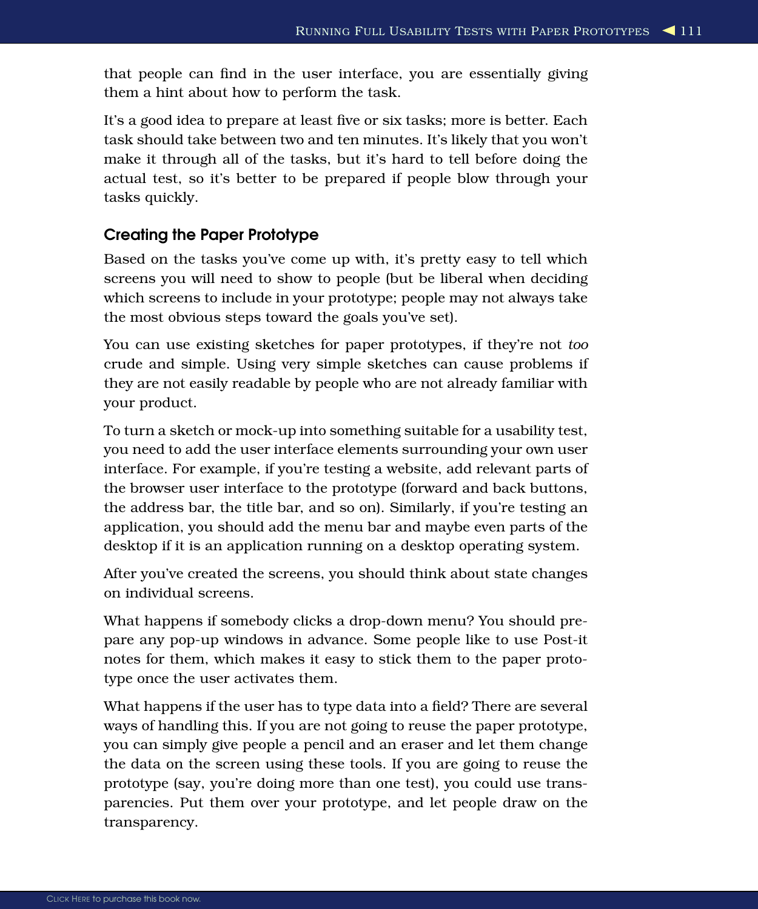that people can find in the user interface, you are essentially giving them a hint about how to perform the task.

It's a good idea to prepare at least five or six tasks; more is better. Each task should take between two and ten minutes. It's likely that you won't make it through all of the tasks, but it's hard to tell before doing the actual test, so it's better to be prepared if people blow through your tasks quickly.

### Creating the Paper Prototype

Based on the tasks you've come up with, it's pretty easy to tell which screens you will need to show to people (but be liberal when deciding which screens to include in your prototype; people may not always take the most obvious steps toward the goals you've set).

You can use existing sketches for paper prototypes, if they're not *too* crude and simple. Using very simple sketches can cause problems if they are not easily readable by people who are not already familiar with your product.

To turn a sketch or mock-up into something suitable for a usability test, you need to add the user interface elements surrounding your own user interface. For example, if you're testing a website, add relevant parts of the browser user interface to the prototype (forward and back buttons, the address bar, the title bar, and so on). Similarly, if you're testing an application, you should add the menu bar and maybe even parts of the desktop if it is an application running on a desktop operating system.

After you've created the screens, you should think about state changes on individual screens.

What happens if somebody clicks a drop-down menu? You should prepare any pop-up windows in advance. Some people like to use Post-it notes for them, which makes it easy to stick them to the paper prototype once the user activates them.

What happens if the user has to type data into a field? There are several ways of handling this. If you are not going to reuse the paper prototype, you can simply give people a pencil and an eraser and let them change the data on the screen using these tools. If you are going to reuse the prototype (say, you're doing more than one test), you could use transparencies. Put them over your prototype, and let people draw on the transparency.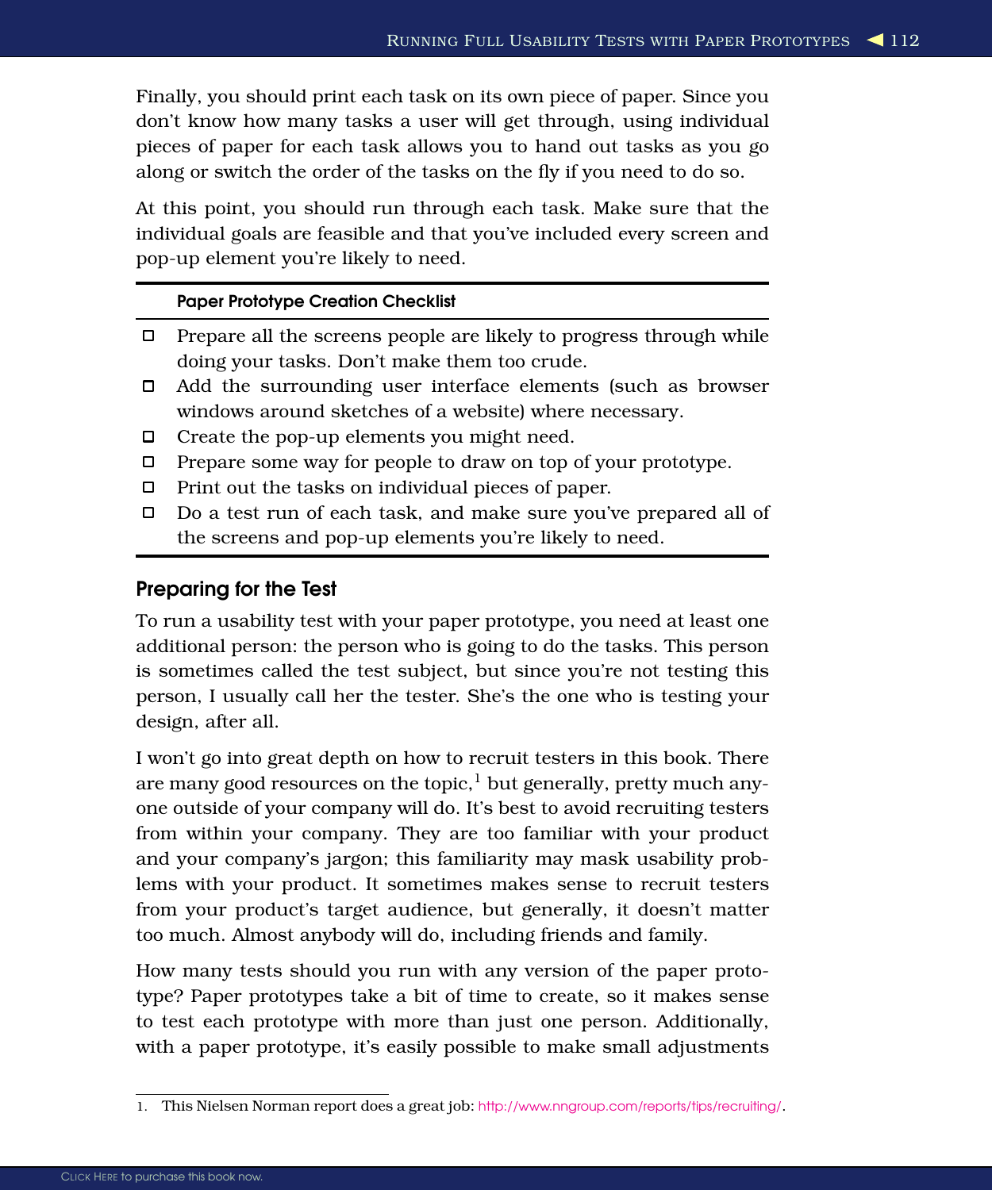Finally, you should print each task on its own piece of paper. Since you don't know how many tasks a user will get through, using individual pieces of paper for each task allows you to hand out tasks as you go along or switch the order of the tasks on the fly if you need to do so.

At this point, you should run through each task. Make sure that the individual goals are feasible and that you've included every screen and pop-up element you're likely to need.

---

**Paper Prototype Creation Checklist**

- [ ] Prepare all the screens people are likely to progress through while doing your tasks. Don't make them too crude.
- [ ] Add the surrounding user interface elements (such as browser windows around sketches of a website) where necessary.
- [ ] Create the pop-up elements you might need.
- [ ] Prepare some way for people to draw on top of your prototype.
- [ ] Print out the tasks on individual pieces of paper.
- [ ] Do a test run of each task, and make sure you've prepared all of the screens and pop-up elements you're likely to need.

---

## Preparing for the Test

To run a usability test with your paper prototype, you need at least one additional person: the person who is going to do the tasks. This person is sometimes called the test subject, but since you're not testing this person, I usually call her the tester. She's the one who is testing your design, after all.

I won't go into great depth on how to recruit testers in this book. There are many good resources on the topic,[1] but generally, pretty much anyone outside of your company will do. It's best to avoid recruiting testers from within your company. They are too familiar with your product and your company's jargon; this familiarity may mask usability problems with your product. It sometimes makes sense to recruit testers from your product's target audience, but generally, it doesn't matter too much. Almost anybody will do, including friends and family.

How many tests should you run with any version of the paper prototype? Paper prototypes take a bit of time to create, so it makes sense to test each prototype with more than just one person. Additionally, with a paper prototype, it's easily possible to make small adjustments

---

1. This Nielsen Norman report does a great job: http://www.nngroup.com/reports/tips/recruiting/.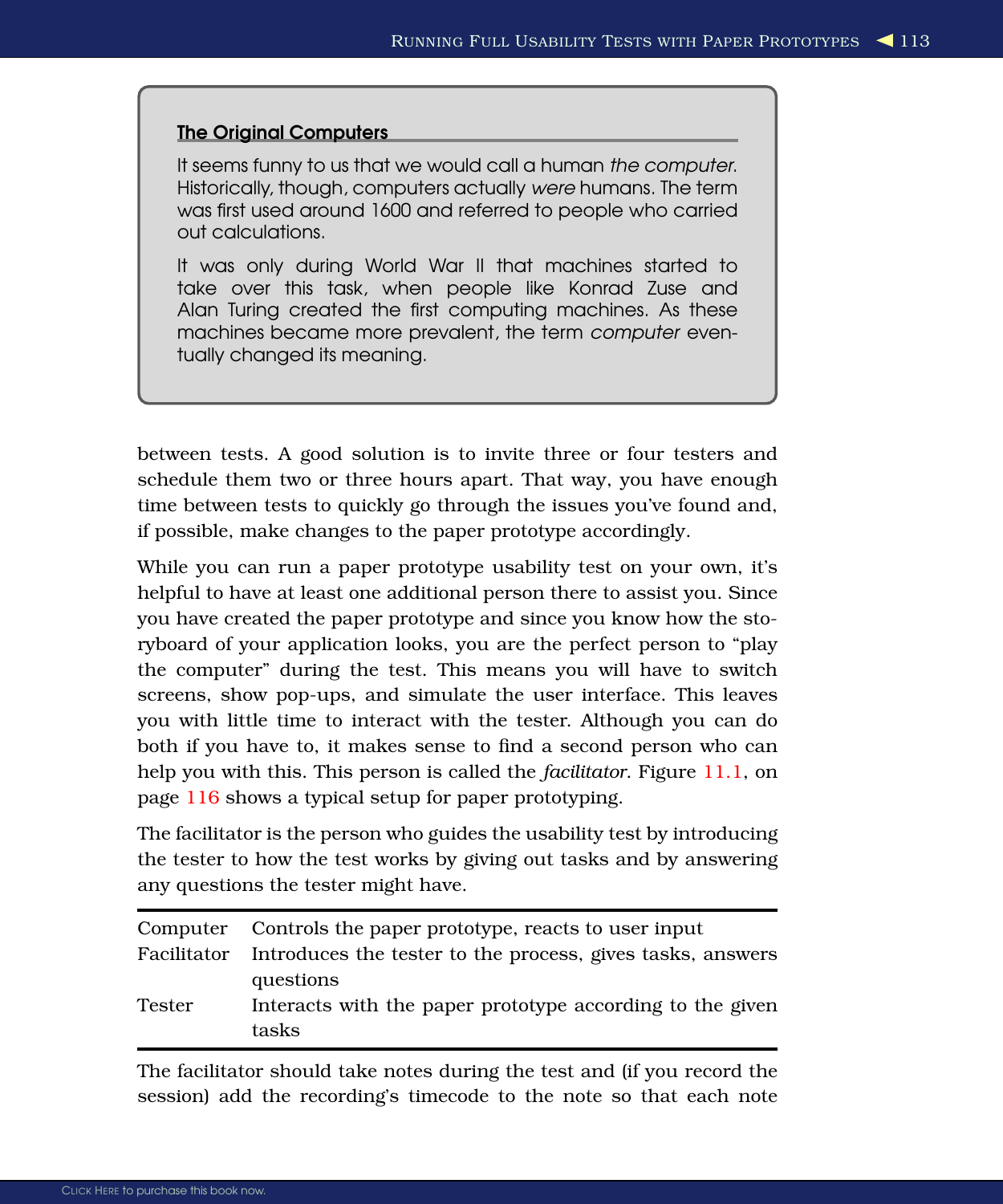### The Original Computers

It seems funny to us that we would call a human *the computer*. Historically, though, computers actually *were* humans. The term was first used around 1600 and referred to people who carried out calculations.

It was only during World War II that machines started to take over this task, when people like Konrad Zuse and Alan Turing created the first computing machines. As these machines became more prevalent, the term *computer* eventually changed its meaning.

between tests. A good solution is to invite three or four testers and schedule them two or three hours apart. That way, you have enough time between tests to quickly go through the issues you've found and, if possible, make changes to the paper prototype accordingly.

While you can run a paper prototype usability test on your own, it's helpful to have at least one additional person there to assist you. Since you have created the paper prototype and since you know how the storyboard of your application looks, you are the perfect person to "play the computer" during the test. This means you will have to switch screens, show pop-ups, and simulate the user interface. This leaves you with little time to interact with the tester. Although you can do both if you have to, it makes sense to find a second person who can help you with this. This person is called the *facilitator*. Figure 11.1, on page 116 shows a typical setup for paper prototyping.

The facilitator is the person who guides the usability test by introducing the tester to how the test works by giving out tasks and by answering any questions the tester might have.

| | |
|---|---|
| Computer | Controls the paper prototype, reacts to user input |
| Facilitator | Introduces the tester to the process, gives tasks, answers questions |
| Tester | Interacts with the paper prototype according to the given tasks |

The facilitator should take notes during the test and (if you record the session) add the recording's timecode to the note so that each note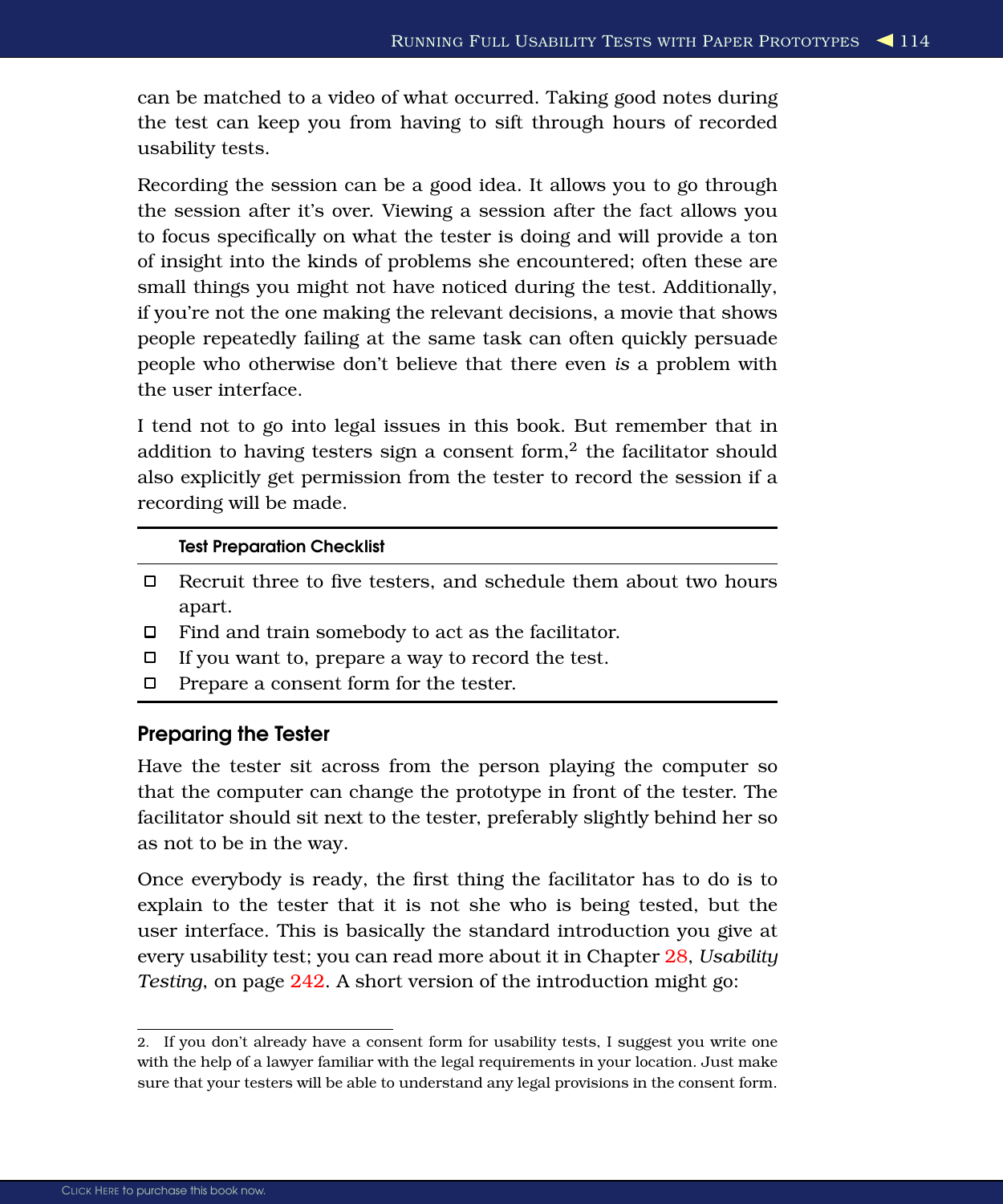can be matched to a video of what occurred. Taking good notes during the test can keep you from having to sift through hours of recorded usability tests.

Recording the session can be a good idea. It allows you to go through the session after it's over. Viewing a session after the fact allows you to focus specifically on what the tester is doing and will provide a ton of insight into the kinds of problems she encountered; often these are small things you might not have noticed during the test. Additionally, if you're not the one making the relevant decisions, a movie that shows people repeatedly failing at the same task can often quickly persuade people who otherwise don't believe that there even *is* a problem with the user interface.

I tend not to go into legal issues in this book. But remember that in addition to having testers sign a consent form,[2] the facilitator should also explicitly get permission from the tester to record the session if a recording will be made.

**Test Preparation Checklist**

- ☐ Recruit three to five testers, and schedule them about two hours apart.
- ☐ Find and train somebody to act as the facilitator.
- ☐ If you want to, prepare a way to record the test.
- ☐ Prepare a consent form for the tester.

## Preparing the Tester

Have the tester sit across from the person playing the computer so that the computer can change the prototype in front of the tester. The facilitator should sit next to the tester, preferably slightly behind her so as not to be in the way.

Once everybody is ready, the first thing the facilitator has to do is to explain to the tester that it is not she who is being tested, but the user interface. This is basically the standard introduction you give at every usability test; you can read more about it in Chapter 28, *Usability Testing*, on page 242. A short version of the introduction might go:

---

2. If you don't already have a consent form for usability tests, I suggest you write one with the help of a lawyer familiar with the legal requirements in your location. Just make sure that your testers will be able to understand any legal provisions in the consent form.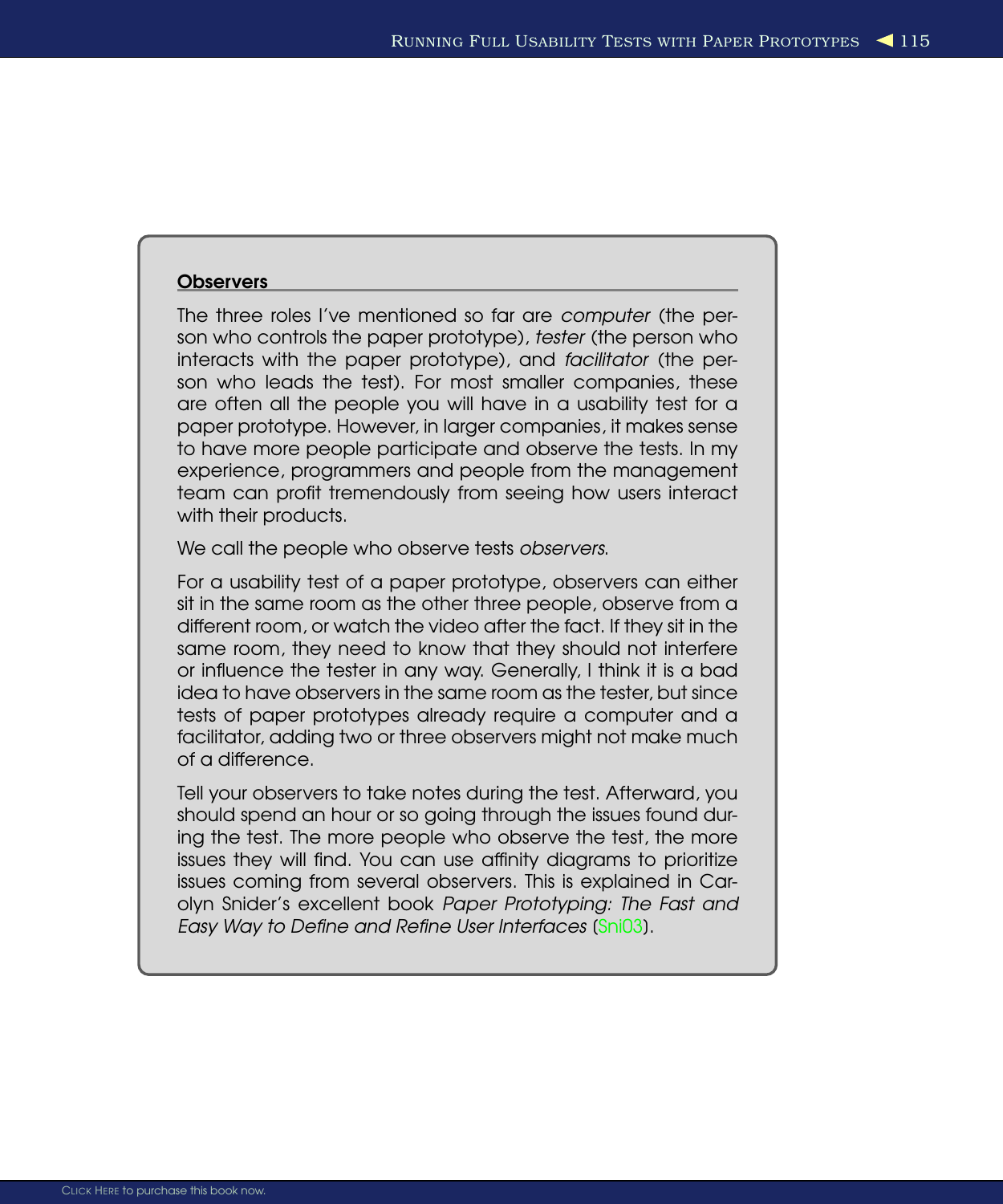### Observers

The three roles I've mentioned so far are *computer* (the person who controls the paper prototype), *tester* (the person who interacts with the paper prototype), and *facilitator* (the person who leads the test). For most smaller companies, these are often all the people you will have in a usability test for a paper prototype. However, in larger companies, it makes sense to have more people participate and observe the tests. In my experience, programmers and people from the management team can profit tremendously from seeing how users interact with their products.

We call the people who observe tests *observers*.

For a usability test of a paper prototype, observers can either sit in the same room as the other three people, observe from a different room, or watch the video after the fact. If they sit in the same room, they need to know that they should not interfere or influence the tester in any way. Generally, I think it is a bad idea to have observers in the same room as the tester, but since tests of paper prototypes already require a computer and a facilitator, adding two or three observers might not make much of a difference.

Tell your observers to take notes during the test. Afterward, you should spend an hour or so going through the issues found during the test. The more people who observe the test, the more issues they will find. You can use affinity diagrams to prioritize issues coming from several observers. This is explained in Carolyn Snider's excellent book *Paper Prototyping: The Fast and Easy Way to Define and Refine User Interfaces* (Sni03).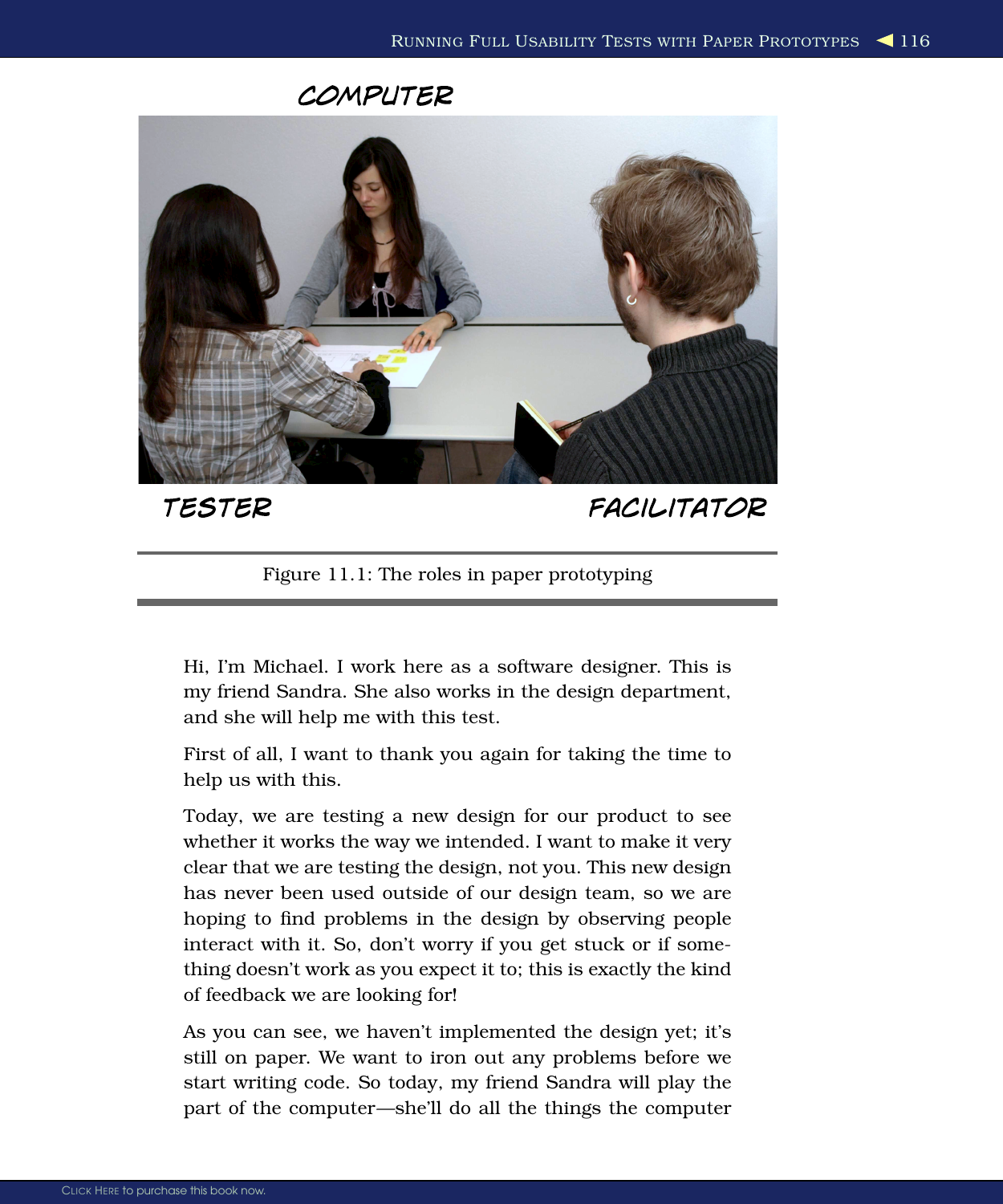COMPUTER

TESTER

FACILITATOR

Figure 11.1: The roles in paper prototyping

Hi, I'm Michael. I work here as a software designer. This is my friend Sandra. She also works in the design department, and she will help me with this test.

First of all, I want to thank you again for taking the time to help us with this.

Today, we are testing a new design for our product to see whether it works the way we intended. I want to make it very clear that we are testing the design, not you. This new design has never been used outside of our design team, so we are hoping to find problems in the design by observing people interact with it. So, don't worry if you get stuck or if something doesn't work as you expect it to; this is exactly the kind of feedback we are looking for!

As you can see, we haven't implemented the design yet; it's still on paper. We want to iron out any problems before we start writing code. So today, my friend Sandra will play the part of the computer—she'll do all the things the computer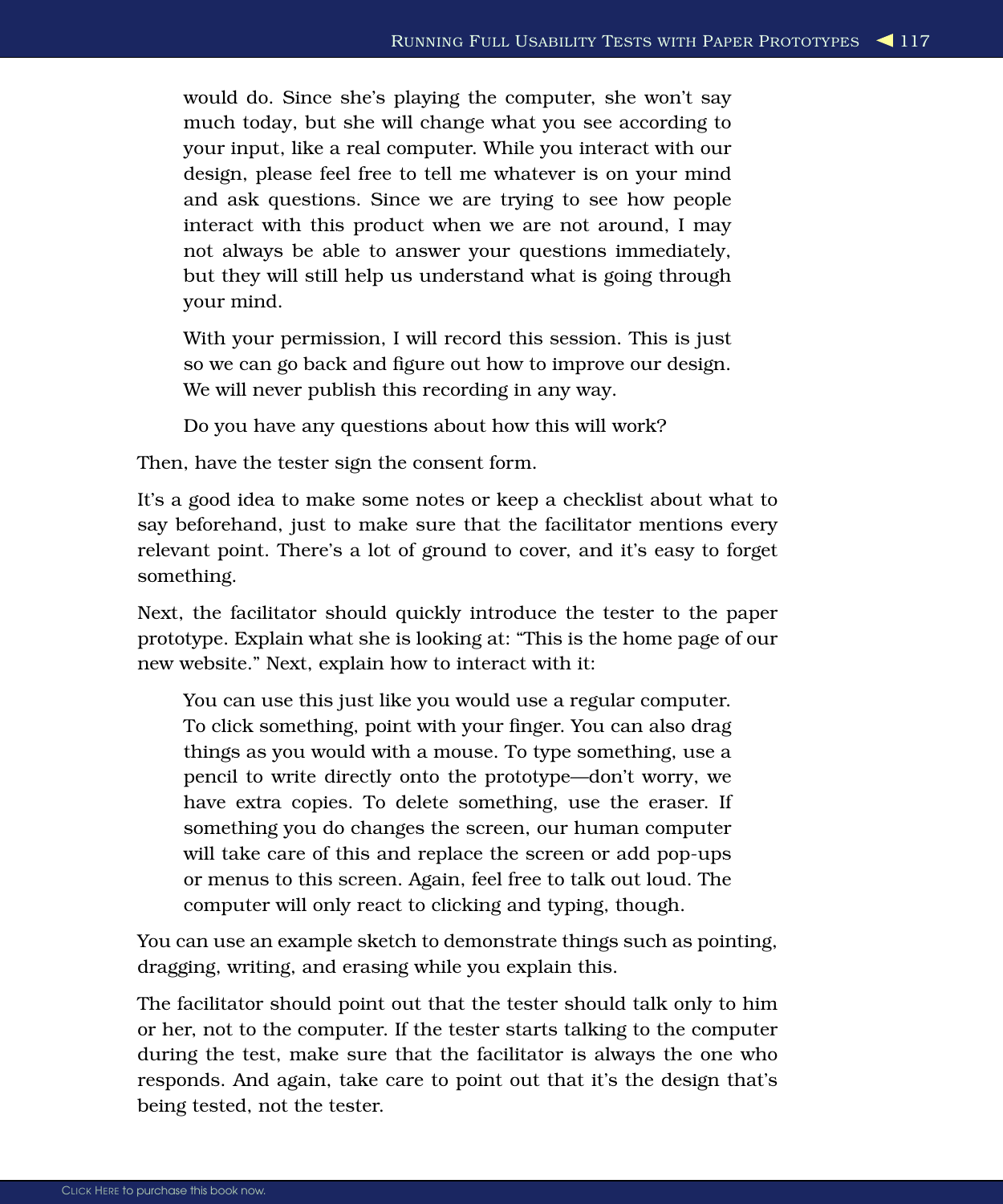> would do. Since she's playing the computer, she won't say much today, but she will change what you see according to your input, like a real computer. While you interact with our design, please feel free to tell me whatever is on your mind and ask questions. Since we are trying to see how people interact with this product when we are not around, I may not always be able to answer your questions immediately, but they will still help us understand what is going through your mind.
>
> With your permission, I will record this session. This is just so we can go back and figure out how to improve our design. We will never publish this recording in any way.
>
> Do you have any questions about how this will work?

Then, have the tester sign the consent form.

It's a good idea to make some notes or keep a checklist about what to say beforehand, just to make sure that the facilitator mentions every relevant point. There's a lot of ground to cover, and it's easy to forget something.

Next, the facilitator should quickly introduce the tester to the paper prototype. Explain what she is looking at: "This is the home page of our new website." Next, explain how to interact with it:

> You can use this just like you would use a regular computer. To click something, point with your finger. You can also drag things as you would with a mouse. To type something, use a pencil to write directly onto the prototype—don't worry, we have extra copies. To delete something, use the eraser. If something you do changes the screen, our human computer will take care of this and replace the screen or add pop-ups or menus to this screen. Again, feel free to talk out loud. The computer will only react to clicking and typing, though.

You can use an example sketch to demonstrate things such as pointing, dragging, writing, and erasing while you explain this.

The facilitator should point out that the tester should talk only to him or her, not to the computer. If the tester starts talking to the computer during the test, make sure that the facilitator is always the one who responds. And again, take care to point out that it's the design that's being tested, not the tester.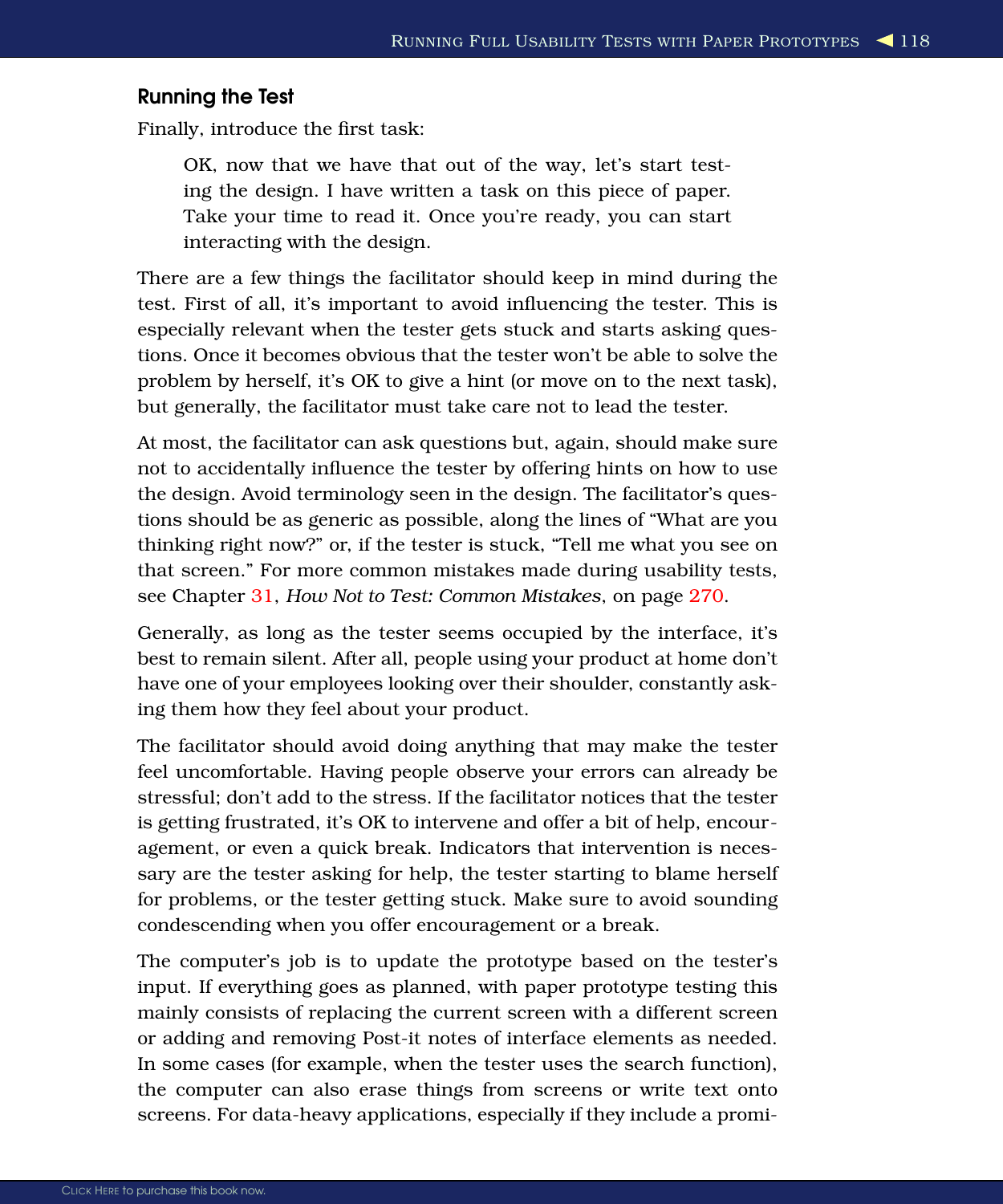### Running the Test

Finally, introduce the first task:

> OK, now that we have that out of the way, let's start testing the design. I have written a task on this piece of paper. Take your time to read it. Once you're ready, you can start interacting with the design.

There are a few things the facilitator should keep in mind during the test. First of all, it's important to avoid influencing the tester. This is especially relevant when the tester gets stuck and starts asking questions. Once it becomes obvious that the tester won't be able to solve the problem by herself, it's OK to give a hint (or move on to the next task), but generally, the facilitator must take care not to lead the tester.

At most, the facilitator can ask questions but, again, should make sure not to accidentally influence the tester by offering hints on how to use the design. Avoid terminology seen in the design. The facilitator's questions should be as generic as possible, along the lines of "What are you thinking right now?" or, if the tester is stuck, "Tell me what you see on that screen." For more common mistakes made during usability tests, see Chapter 31, *How Not to Test: Common Mistakes*, on page 270.

Generally, as long as the tester seems occupied by the interface, it's best to remain silent. After all, people using your product at home don't have one of your employees looking over their shoulder, constantly asking them how they feel about your product.

The facilitator should avoid doing anything that may make the tester feel uncomfortable. Having people observe your errors can already be stressful; don't add to the stress. If the facilitator notices that the tester is getting frustrated, it's OK to intervene and offer a bit of help, encouragement, or even a quick break. Indicators that intervention is necessary are the tester asking for help, the tester starting to blame herself for problems, or the tester getting stuck. Make sure to avoid sounding condescending when you offer encouragement or a break.

The computer's job is to update the prototype based on the tester's input. If everything goes as planned, with paper prototype testing this mainly consists of replacing the current screen with a different screen or adding and removing Post-it notes of interface elements as needed. In some cases (for example, when the tester uses the search function), the computer can also erase things from screens or write text onto screens. For data-heavy applications, especially if they include a promi-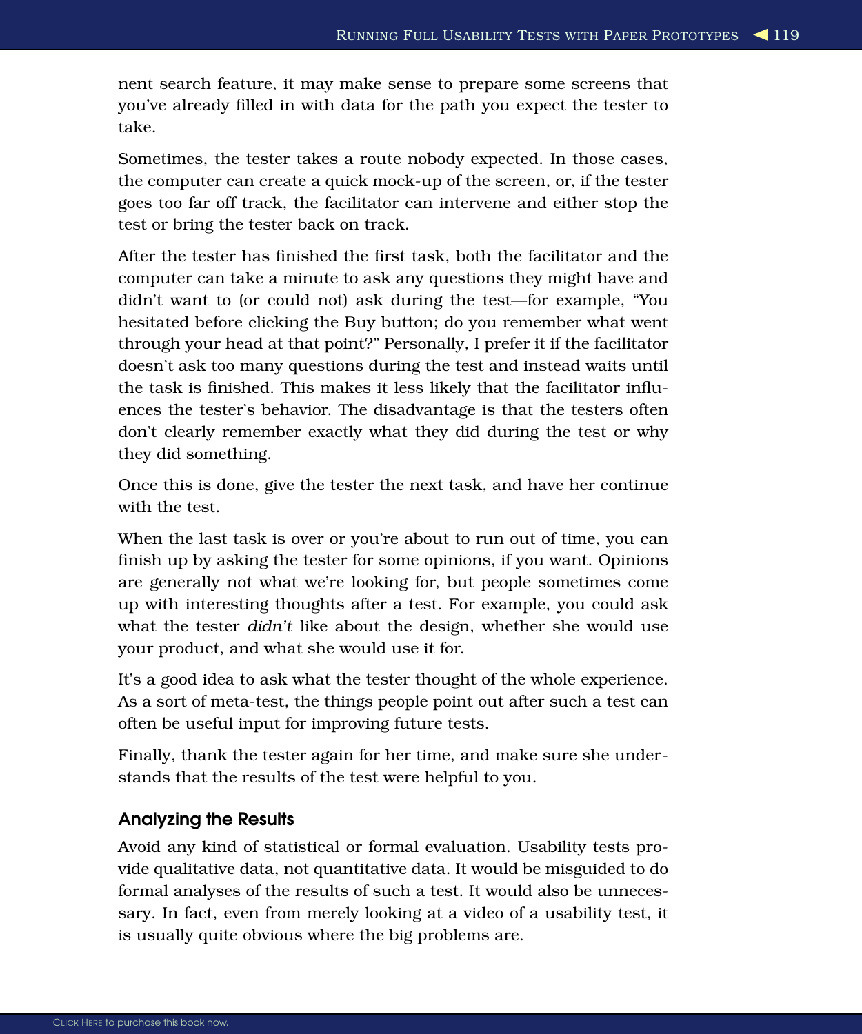nent search feature, it may make sense to prepare some screens that you've already filled in with data for the path you expect the tester to take.

Sometimes, the tester takes a route nobody expected. In those cases, the computer can create a quick mock-up of the screen, or, if the tester goes too far off track, the facilitator can intervene and either stop the test or bring the tester back on track.

After the tester has finished the first task, both the facilitator and the computer can take a minute to ask any questions they might have and didn't want to (or could not) ask during the test—for example, "You hesitated before clicking the Buy button; do you remember what went through your head at that point?" Personally, I prefer it if the facilitator doesn't ask too many questions during the test and instead waits until the task is finished. This makes it less likely that the facilitator influences the tester's behavior. The disadvantage is that the testers often don't clearly remember exactly what they did during the test or why they did something.

Once this is done, give the tester the next task, and have her continue with the test.

When the last task is over or you're about to run out of time, you can finish up by asking the tester for some opinions, if you want. Opinions are generally not what we're looking for, but people sometimes come up with interesting thoughts after a test. For example, you could ask what the tester *didn't* like about the design, whether she would use your product, and what she would use it for.

It's a good idea to ask what the tester thought of the whole experience. As a sort of meta-test, the things people point out after such a test can often be useful input for improving future tests.

Finally, thank the tester again for her time, and make sure she understands that the results of the test were helpful to you.

### Analyzing the Results

Avoid any kind of statistical or formal evaluation. Usability tests provide qualitative data, not quantitative data. It would be misguided to do formal analyses of the results of such a test. It would also be unnecessary. In fact, even from merely looking at a video of a usability test, it is usually quite obvious where the big problems are.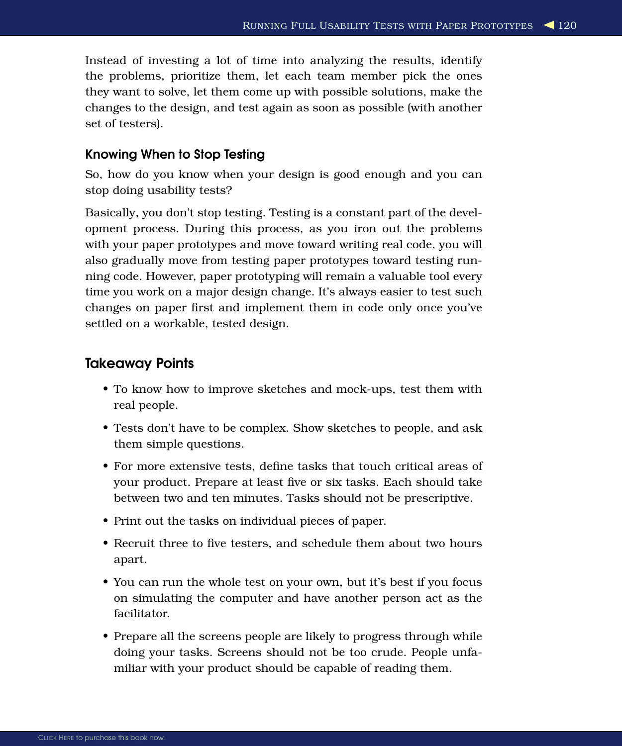Instead of investing a lot of time into analyzing the results, identify the problems, prioritize them, let each team member pick the ones they want to solve, let them come up with possible solutions, make the changes to the design, and test again as soon as possible (with another set of testers).

### Knowing When to Stop Testing

So, how do you know when your design is good enough and you can stop doing usability tests?

Basically, you don't stop testing. Testing is a constant part of the development process. During this process, as you iron out the problems with your paper prototypes and move toward writing real code, you will also gradually move from testing paper prototypes toward testing running code. However, paper prototyping will remain a valuable tool every time you work on a major design change. It's always easier to test such changes on paper first and implement them in code only once you've settled on a workable, tested design.

## Takeaway Points

- To know how to improve sketches and mock-ups, test them with real people.
- Tests don't have to be complex. Show sketches to people, and ask them simple questions.
- For more extensive tests, define tasks that touch critical areas of your product. Prepare at least five or six tasks. Each should take between two and ten minutes. Tasks should not be prescriptive.
- Print out the tasks on individual pieces of paper.
- Recruit three to five testers, and schedule them about two hours apart.
- You can run the whole test on your own, but it's best if you focus on simulating the computer and have another person act as the facilitator.
- Prepare all the screens people are likely to progress through while doing your tasks. Screens should not be too crude. People unfamiliar with your product should be capable of reading them.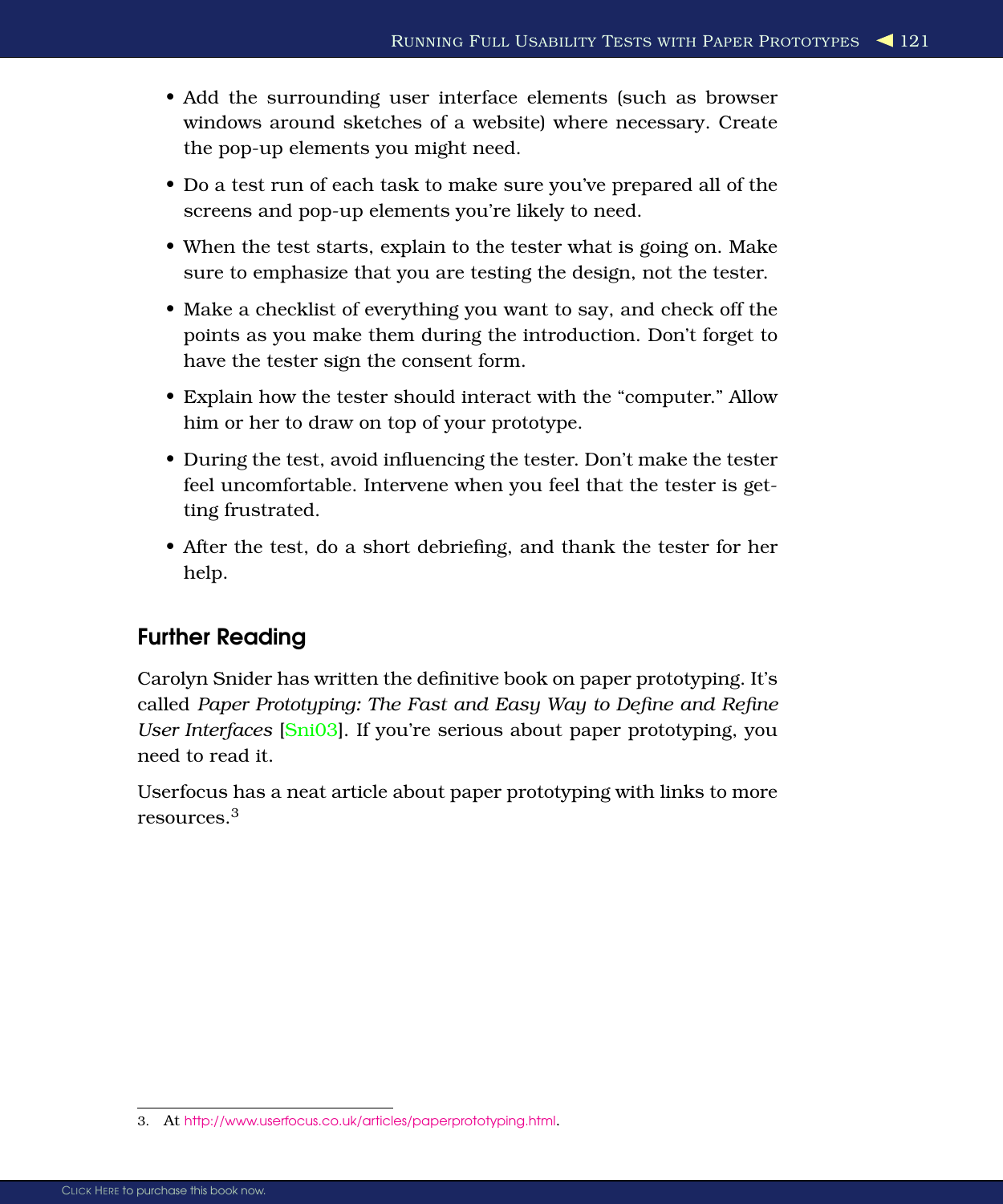- Add the surrounding user interface elements (such as browser windows around sketches of a website) where necessary. Create the pop-up elements you might need.
- Do a test run of each task to make sure you've prepared all of the screens and pop-up elements you're likely to need.
- When the test starts, explain to the tester what is going on. Make sure to emphasize that you are testing the design, not the tester.
- Make a checklist of everything you want to say, and check off the points as you make them during the introduction. Don't forget to have the tester sign the consent form.
- Explain how the tester should interact with the "computer." Allow him or her to draw on top of your prototype.
- During the test, avoid influencing the tester. Don't make the tester feel uncomfortable. Intervene when you feel that the tester is getting frustrated.
- After the test, do a short debriefing, and thank the tester for her help.

## Further Reading

Carolyn Snider has written the definitive book on paper prototyping. It's called *Paper Prototyping: The Fast and Easy Way to Define and Refine User Interfaces* [Sni03]. If you're serious about paper prototyping, you need to read it.

Userfocus has a neat article about paper prototyping with links to more resources.[3]

3. At http://www.userfocus.co.uk/articles/paperprototyping.html.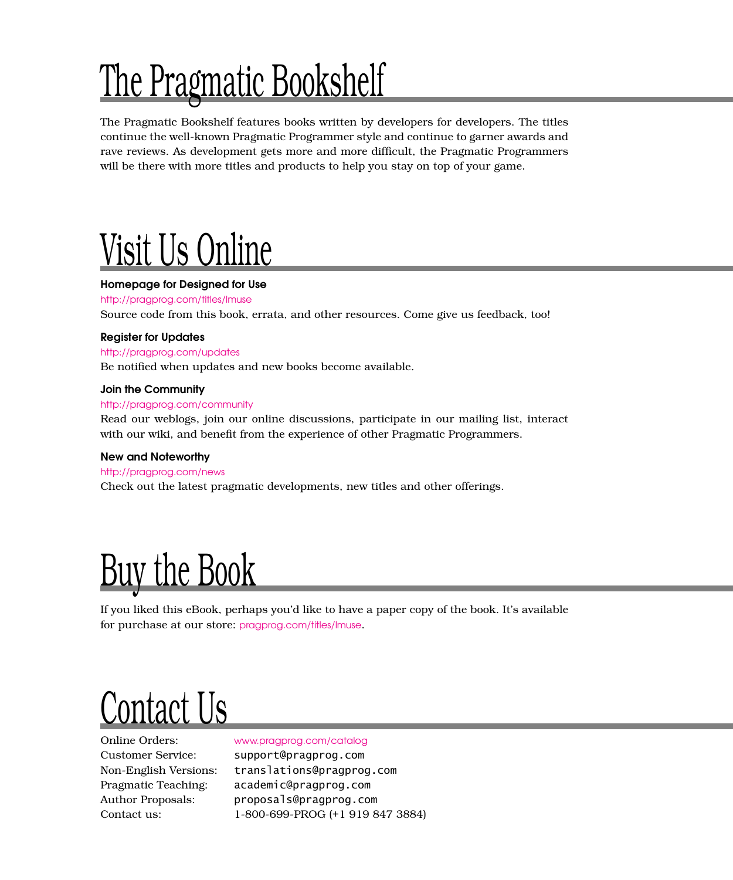# The Pragmatic Bookshelf

The Pragmatic Bookshelf features books written by developers for developers. The titles continue the well-known Pragmatic Programmer style and continue to garner awards and rave reviews. As development gets more and more difficult, the Pragmatic Programmers will be there with more titles and products to help you stay on top of your game.

# Visit Us Online

**Homepage for Designed for Use**
http://pragprog.com/titles/lmuse
Source code from this book, errata, and other resources. Come give us feedback, too!

**Register for Updates**
http://pragprog.com/updates
Be notified when updates and new books become available.

**Join the Community**
http://pragprog.com/community
Read our weblogs, join our online discussions, participate in our mailing list, interact with our wiki, and benefit from the experience of other Pragmatic Programmers.

**New and Noteworthy**
http://pragprog.com/news
Check out the latest pragmatic developments, new titles and other offerings.

# Buy the Book

If you liked this eBook, perhaps you'd like to have a paper copy of the book. It's available for purchase at our store: pragprog.com/titles/lmuse.

# Contact Us

| | |
|---|---|
| Online Orders: | www.pragprog.com/catalog |
| Customer Service: | support@pragprog.com |
| Non-English Versions: | translations@pragprog.com |
| Pragmatic Teaching: | academic@pragprog.com |
| Author Proposals: | proposals@pragprog.com |
| Contact us: | 1-800-699-PROG (+1 919 847 3884) |